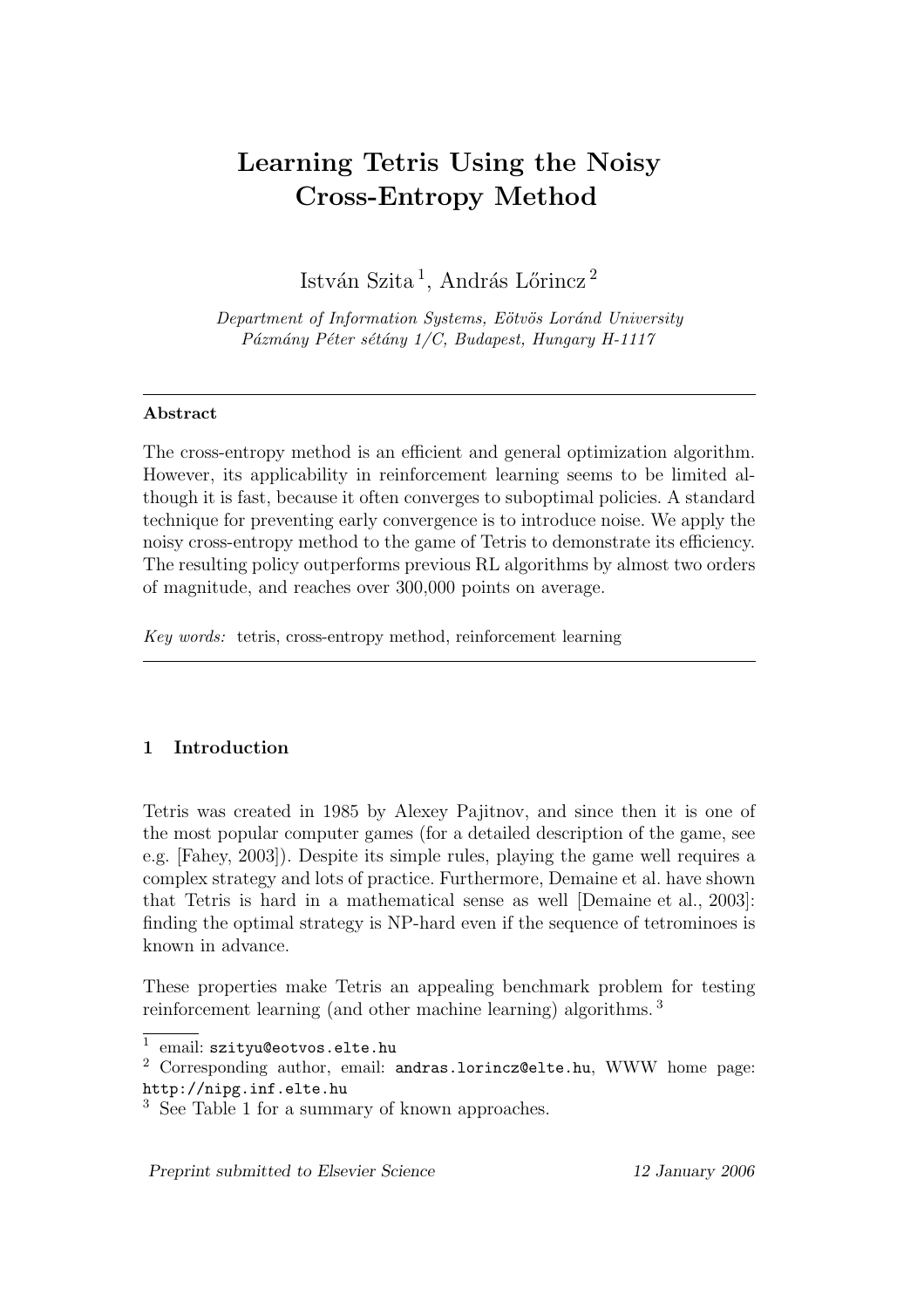# Learning Tetris Using the Noisy Cross-Entropy Method

István Szita [1], András Lőrincz [2]

*Department of Information Systems, Eötvös Loránd University*
*Pázmány Péter sétány 1/C, Budapest, Hungary H-1117*

---

**Abstract**

The cross-entropy method is an efficient and general optimization algorithm. However, its applicability in reinforcement learning seems to be limited although it is fast, because it often converges to suboptimal policies. A standard technique for preventing early convergence is to introduce noise. We apply the noisy cross-entropy method to the game of Tetris to demonstrate its efficiency. The resulting policy outperforms previous RL algorithms by almost two orders of magnitude, and reaches over 300,000 points on average.

*Key words:* tetris, cross-entropy method, reinforcement learning

---

## 1 Introduction

Tetris was created in 1985 by Alexey Pajitnov, and since then it is one of the most popular computer games (for a detailed description of the game, see e.g. [Fahey, 2003]). Despite its simple rules, playing the game well requires a complex strategy and lots of practice. Furthermore, Demaine et al. have shown that Tetris is hard in a mathematical sense as well [Demaine et al., 2003]: finding the optimal strategy is NP-hard even if the sequence of tetrominoes is known in advance.

These properties make Tetris an appealing benchmark problem for testing reinforcement learning (and other machine learning) algorithms. [3]

---

[1] email: `szityu@eotvos.elte.hu`

[2] Corresponding author, email: `andras.lorincz@elte.hu`, WWW home page: `http://nipg.inf.elte.hu`

[3] See Table 1 for a summary of known approaches.

*Preprint submitted to Elsevier Science* — *12 January 2006*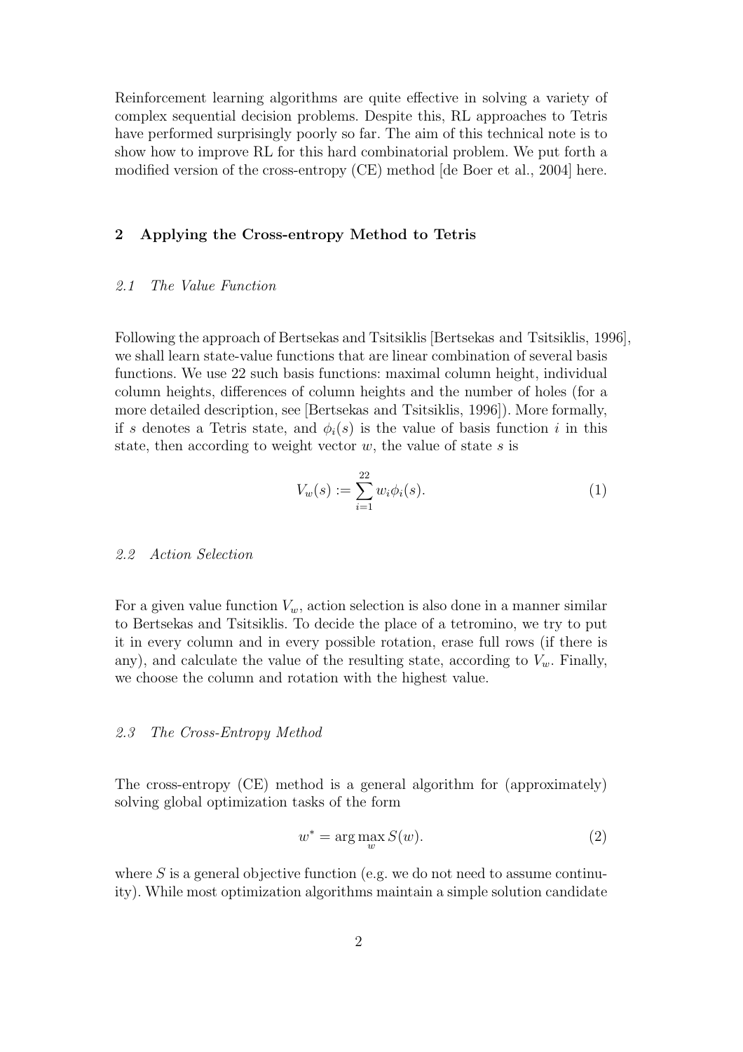Reinforcement learning algorithms are quite effective in solving a variety of complex sequential decision problems. Despite this, RL approaches to Tetris have performed surprisingly poorly so far. The aim of this technical note is to show how to improve RL for this hard combinatorial problem. We put forth a modified version of the cross-entropy (CE) method [de Boer et al., 2004] here.

## 2 Applying the Cross-entropy Method to Tetris

### *2.1 The Value Function*

Following the approach of Bertsekas and Tsitsiklis [Bertsekas and Tsitsiklis, 1996], we shall learn state-value functions that are linear combination of several basis functions. We use 22 such basis functions: maximal column height, individual column heights, differences of column heights and the number of holes (for a more detailed description, see [Bertsekas and Tsitsiklis, 1996]). More formally, if $s$ denotes a Tetris state, and $\phi_i(s)$ is the value of basis function $i$ in this state, then according to weight vector $w$, the value of state $s$ is

$$V_w(s) := \sum_{i=1}^{22} w_i \phi_i(s). \tag{1}$$

### *2.2 Action Selection*

For a given value function $V_w$, action selection is also done in a manner similar to Bertsekas and Tsitsiklis. To decide the place of a tetromino, we try to put it in every column and in every possible rotation, erase full rows (if there is any), and calculate the value of the resulting state, according to $V_w$. Finally, we choose the column and rotation with the highest value.

### *2.3 The Cross-Entropy Method*

The cross-entropy (CE) method is a general algorithm for (approximately) solving global optimization tasks of the form

$$w^* = \arg\max_w S(w). \tag{2}$$

where $S$ is a general objective function (e.g. we do not need to assume continuity). While most optimization algorithms maintain a simple solution candidate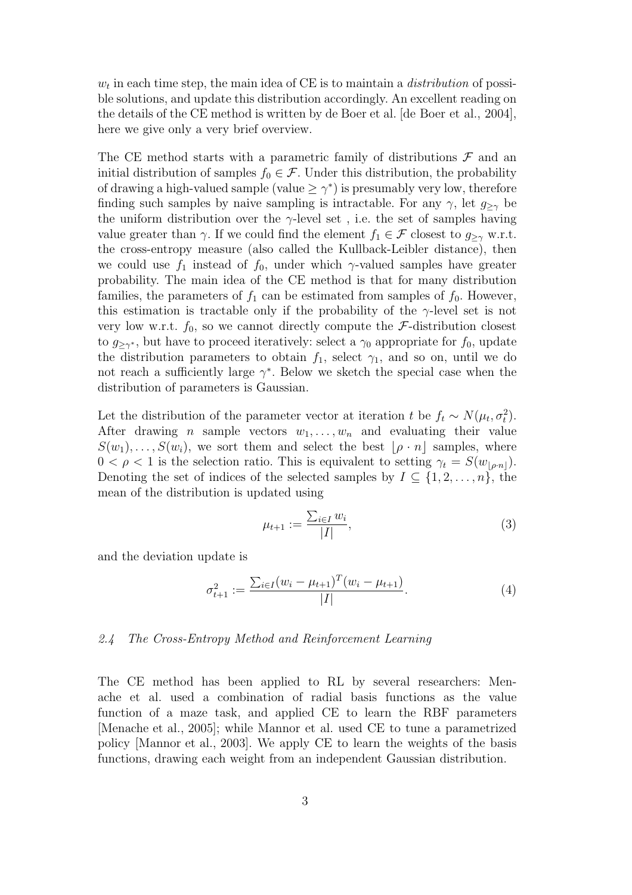$w_t$ in each time step, the main idea of CE is to maintain a *distribution* of possible solutions, and update this distribution accordingly. An excellent reading on the details of the CE method is written by de Boer et al. [de Boer et al., 2004], here we give only a very brief overview.

The CE method starts with a parametric family of distributions $\mathcal{F}$ and an initial distribution of samples $f_0 \in \mathcal{F}$. Under this distribution, the probability of drawing a high-valued sample (value $\geq \gamma^*$) is presumably very low, therefore finding such samples by naive sampling is intractable. For any $\gamma$, let $g_{\geq\gamma}$ be the uniform distribution over the $\gamma$-level set , i.e. the set of samples having value greater than $\gamma$. If we could find the element $f_1 \in \mathcal{F}$ closest to $g_{\geq\gamma}$ w.r.t. the cross-entropy measure (also called the Kullback-Leibler distance), then we could use $f_1$ instead of $f_0$, under which $\gamma$-valued samples have greater probability. The main idea of the CE method is that for many distribution families, the parameters of $f_1$ can be estimated from samples of $f_0$. However, this estimation is tractable only if the probability of the $\gamma$-level set is not very low w.r.t. $f_0$, so we cannot directly compute the $\mathcal{F}$-distribution closest to $g_{\geq\gamma^*}$, but have to proceed iteratively: select a $\gamma_0$ appropriate for $f_0$, update the distribution parameters to obtain $f_1$, select $\gamma_1$, and so on, until we do not reach a sufficiently large $\gamma^*$. Below we sketch the special case when the distribution of parameters is Gaussian.

Let the distribution of the parameter vector at iteration $t$ be $f_t \sim N(\mu_t, \sigma_t^2)$. After drawing $n$ sample vectors $w_1, \ldots, w_n$ and evaluating their value $S(w_1), \ldots, S(w_i)$, we sort them and select the best $\lfloor \rho \cdot n \rfloor$ samples, where $0 < \rho < 1$ is the selection ratio. This is equivalent to setting $\gamma_t = S(w_{\lfloor \rho \cdot n \rfloor})$. Denoting the set of indices of the selected samples by $I \subseteq \{1, 2, \ldots, n\}$, the mean of the distribution is updated using

$$\mu_{t+1} := \frac{\sum_{i \in I} w_i}{|I|}, \tag{3}$$

and the deviation update is

$$\sigma_{t+1}^2 := \frac{\sum_{i \in I} (w_i - \mu_{t+1})^T (w_i - \mu_{t+1})}{|I|}. \tag{4}$$

### *2.4 The Cross-Entropy Method and Reinforcement Learning*

The CE method has been applied to RL by several researchers: Menache et al. used a combination of radial basis functions as the value function of a maze task, and applied CE to learn the RBF parameters [Menache et al., 2005]; while Mannor et al. used CE to tune a parametrized policy [Mannor et al., 2003]. We apply CE to learn the weights of the basis functions, drawing each weight from an independent Gaussian distribution.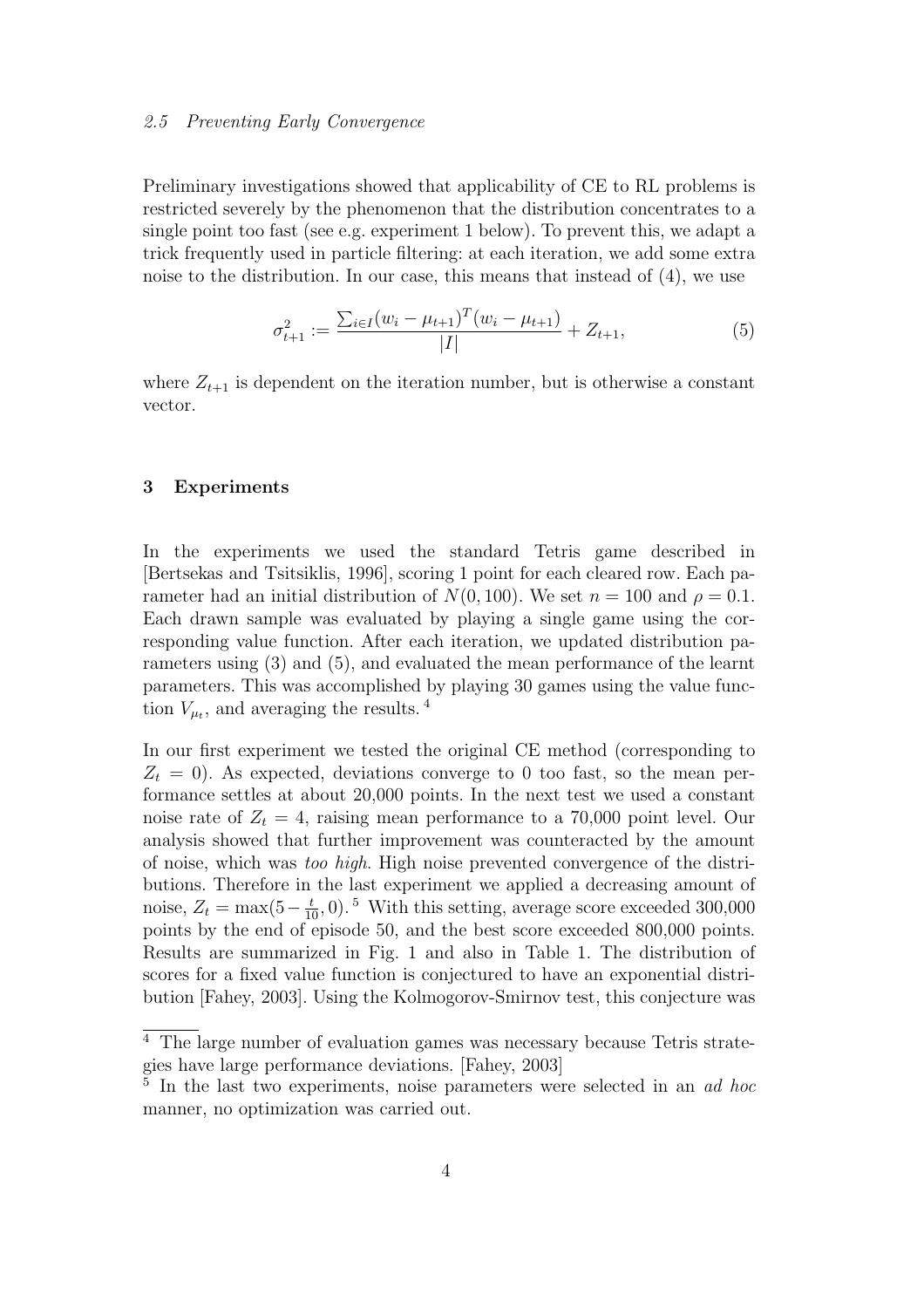### 2.5 Preventing Early Convergence

Preliminary investigations showed that applicability of CE to RL problems is restricted severely by the phenomenon that the distribution concentrates to a single point too fast (see e.g. experiment 1 below). To prevent this, we adapt a trick frequently used in particle filtering: at each iteration, we add some extra noise to the distribution. In our case, this means that instead of (4), we use

$$\sigma_{t+1}^2 := \frac{\sum_{i \in I} (w_i - \mu_{t+1})^T (w_i - \mu_{t+1})}{|I|} + Z_{t+1}, \tag{5}$$

where $Z_{t+1}$ is dependent on the iteration number, but is otherwise a constant vector.

## 3 Experiments

In the experiments we used the standard Tetris game described in [Bertsekas and Tsitsiklis, 1996], scoring 1 point for each cleared row. Each parameter had an initial distribution of $N(0, 100)$. We set $n = 100$ and $\rho = 0.1$. Each drawn sample was evaluated by playing a single game using the corresponding value function. After each iteration, we updated distribution parameters using (3) and (5), and evaluated the mean performance of the learnt parameters. This was accomplished by playing 30 games using the value function $V_{\mu_t}$, and averaging the results. [4]

In our first experiment we tested the original CE method (corresponding to $Z_t = 0$). As expected, deviations converge to 0 too fast, so the mean performance settles at about 20,000 points. In the next test we used a constant noise rate of $Z_t = 4$, raising mean performance to a 70,000 point level. Our analysis showed that further improvement was counteracted by the amount of noise, which was *too high*. High noise prevented convergence of the distributions. Therefore in the last experiment we applied a decreasing amount of noise, $Z_t = \max(5 - \frac{t}{10}, 0)$. [5] With this setting, average score exceeded 300,000 points by the end of episode 50, and the best score exceeded 800,000 points. Results are summarized in Fig. 1 and also in Table 1. The distribution of scores for a fixed value function is conjectured to have an exponential distribution [Fahey, 2003]. Using the Kolmogorov-Smirnov test, this conjecture was

[4] The large number of evaluation games was necessary because Tetris strategies have large performance deviations. [Fahey, 2003]

[5] In the last two experiments, noise parameters were selected in an *ad hoc* manner, no optimization was carried out.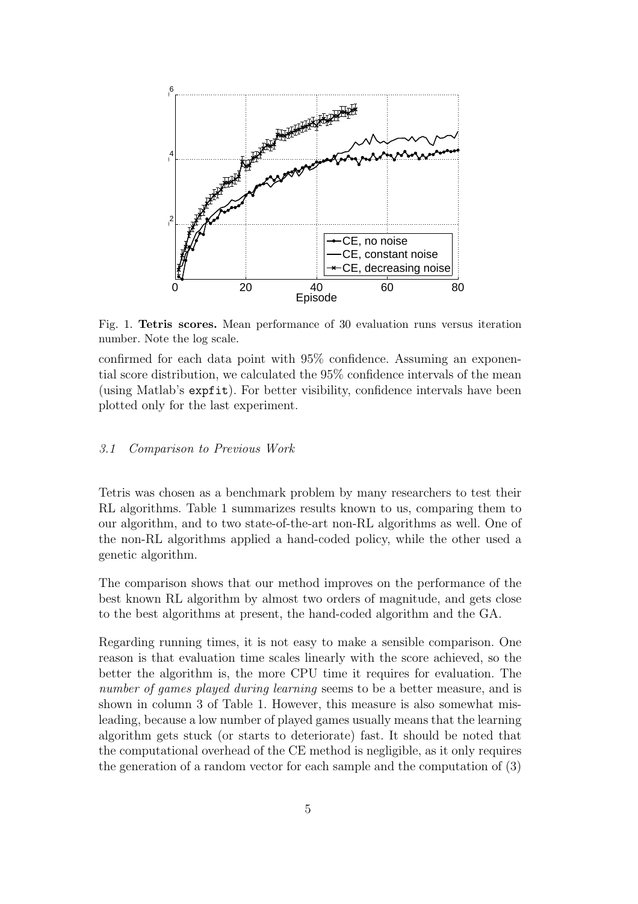6

4

2

0 20 40 60 80

Episode

CE, no noise

CE, constant noise

CE, decreasing noise

Fig. 1. **Tetris scores.** Mean performance of 30 evaluation runs versus iteration number. Note the log scale.

confirmed for each data point with 95% confidence. Assuming an exponential score distribution, we calculated the 95% confidence intervals of the mean (using Matlab's `expfit`). For better visibility, confidence intervals have been plotted only for the last experiment.

### *3.1 Comparison to Previous Work*

Tetris was chosen as a benchmark problem by many researchers to test their RL algorithms. Table 1 summarizes results known to us, comparing them to our algorithm, and to two state-of-the-art non-RL algorithms as well. One of the non-RL algorithms applied a hand-coded policy, while the other used a genetic algorithm.

The comparison shows that our method improves on the performance of the best known RL algorithm by almost two orders of magnitude, and gets close to the best algorithms at present, the hand-coded algorithm and the GA.

Regarding running times, it is not easy to make a sensible comparison. One reason is that evaluation time scales linearly with the score achieved, so the better the algorithm is, the more CPU time it requires for evaluation. The *number of games played during learning* seems to be a better measure, and is shown in column 3 of Table 1. However, this measure is also somewhat misleading, because a low number of played games usually means that the learning algorithm gets stuck (or starts to deteriorate) fast. It should be noted that the computational overhead of the CE method is negligible, as it only requires the generation of a random vector for each sample and the computation of (3)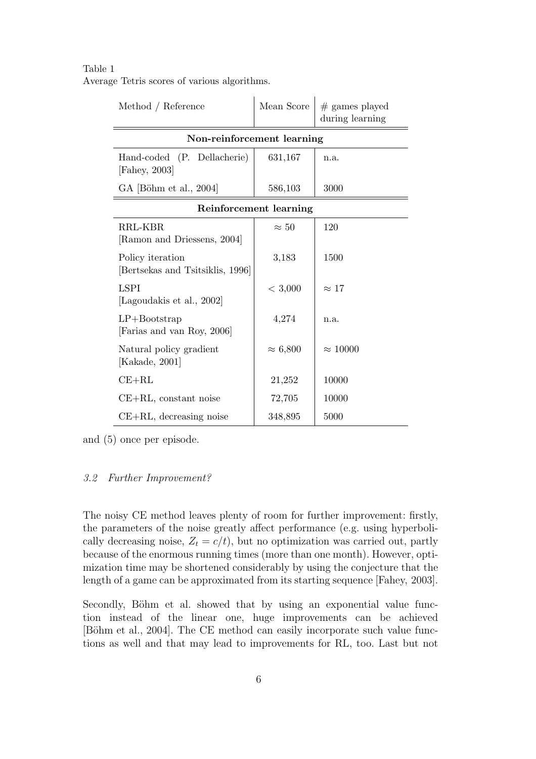Table 1
Average Tetris scores of various algorithms.

| Method / Reference | Mean Score | # games played during learning |
|---|---|---|
| **Non-reinforcement learning** | | |
| Hand-coded (P. Dellacherie) [Fahey, 2003] | 631,167 | n.a. |
| GA [Böhm et al., 2004] | 586,103 | 3000 |
| **Reinforcement learning** | | |
| RRL-KBR [Ramon and Driessens, 2004] | $\approx 50$ | 120 |
| Policy iteration [Bertsekas and Tsitsiklis, 1996] | 3,183 | 1500 |
| LSPI [Lagoudakis et al., 2002] | $< 3{,}000$ | $\approx 17$ |
| LP+Bootstrap [Farias and van Roy, 2006] | 4,274 | n.a. |
| Natural policy gradient [Kakade, 2001] | $\approx 6{,}800$ | $\approx 10000$ |
| CE+RL | 21,252 | 10000 |
| CE+RL, constant noise | 72,705 | 10000 |
| CE+RL, decreasing noise | 348,895 | 5000 |

and (5) once per episode.

### *3.2 Further Improvement?*

The noisy CE method leaves plenty of room for further improvement: firstly, the parameters of the noise greatly affect performance (e.g. using hyperbolically decreasing noise, $Z_t = c/t$), but no optimization was carried out, partly because of the enormous running times (more than one month). However, optimization time may be shortened considerably by using the conjecture that the length of a game can be approximated from its starting sequence [Fahey, 2003].

Secondly, Böhm et al. showed that by using an exponential value function instead of the linear one, huge improvements can be achieved [Böhm et al., 2004]. The CE method can easily incorporate such value functions as well and that may lead to improvements for RL, too. Last but not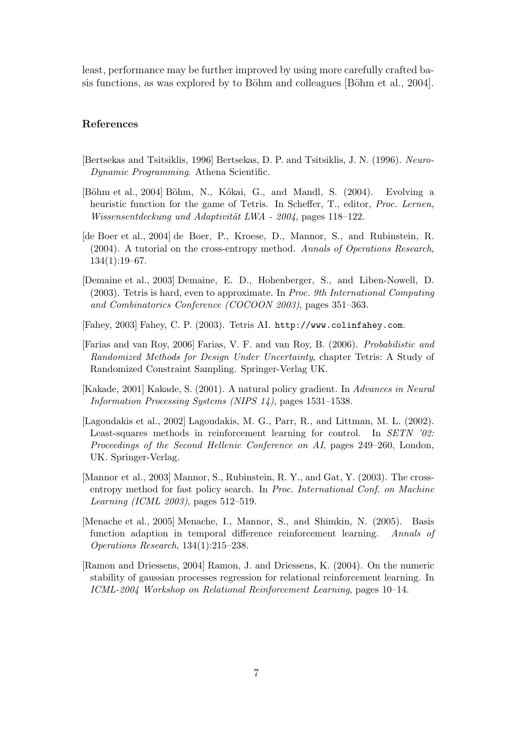least, performance may be further improved by using more carefully crafted basis functions, as was explored by to Böhm and colleagues [Böhm et al., 2004].

## References

[Bertsekas and Tsitsiklis, 1996] Bertsekas, D. P. and Tsitsiklis, J. N. (1996). *Neuro-Dynamic Programming*. Athena Scientific.

[Böhm et al., 2004] Böhm, N., Kókai, G., and Mandl, S. (2004). Evolving a heuristic function for the game of Tetris. In Scheffer, T., editor, *Proc. Lernen, Wissensentdeckung und Adaptivität LWA - 2004*, pages 118–122.

[de Boer et al., 2004] de Boer, P., Kroese, D., Mannor, S., and Rubinstein, R. (2004). A tutorial on the cross-entropy method. *Annals of Operations Research*, 134(1):19–67.

[Demaine et al., 2003] Demaine, E. D., Hohenberger, S., and Liben-Nowell, D. (2003). Tetris is hard, even to approximate. In *Proc. 9th International Computing and Combinatorics Conference (COCOON 2003)*, pages 351–363.

[Fahey, 2003] Fahey, C. P. (2003). Tetris AI. `http://www.colinfahey.com`.

[Farias and van Roy, 2006] Farias, V. F. and van Roy, B. (2006). *Probabilistic and Randomized Methods for Design Under Uncertainty*, chapter Tetris: A Study of Randomized Constraint Sampling. Springer-Verlag UK.

[Kakade, 2001] Kakade, S. (2001). A natural policy gradient. In *Advances in Neural Information Processing Systems (NIPS 14)*, pages 1531–1538.

[Lagoudakis et al., 2002] Lagoudakis, M. G., Parr, R., and Littman, M. L. (2002). Least-squares methods in reinforcement learning for control. In *SETN '02: Proceedings of the Second Hellenic Conference on AI*, pages 249–260, London, UK. Springer-Verlag.

[Mannor et al., 2003] Mannor, S., Rubinstein, R. Y., and Gat, Y. (2003). The cross-entropy method for fast policy search. In *Proc. International Conf. on Machine Learning (ICML 2003)*, pages 512–519.

[Menache et al., 2005] Menache, I., Mannor, S., and Shimkin, N. (2005). Basis function adaption in temporal difference reinforcement learning. *Annals of Operations Research*, 134(1):215–238.

[Ramon and Driessens, 2004] Ramon, J. and Driessens, K. (2004). On the numeric stability of gaussian processes regression for relational reinforcement learning. In *ICML-2004 Workshop on Relational Reinforcement Learning*, pages 10–14.